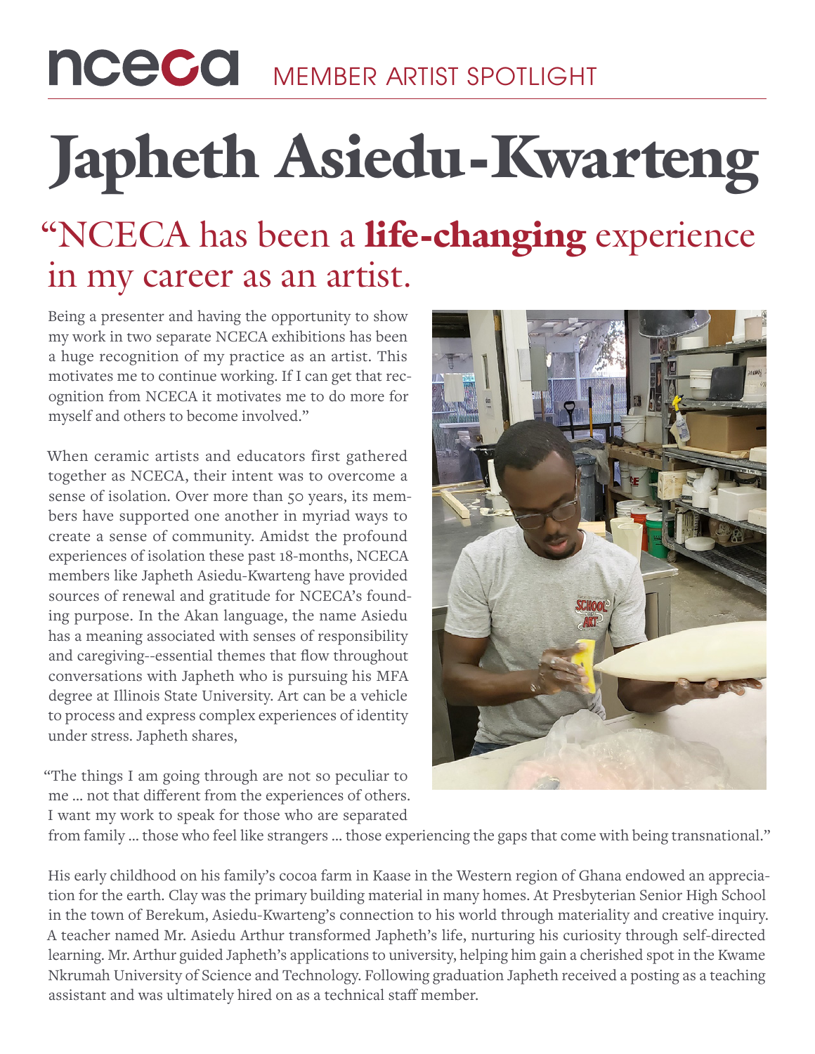nceca MEMBER ARTIST SPOTLIGHT

# Japheth Asiedu-Kwarteng

## "NCECA has been a **life-changing** experience in my career as an artist.

Being a presenter and having the opportunity to show my work in two separate NCECA exhibitions has been a huge recognition of my practice as an artist. This motivates me to continue working. If I can get that recognition from NCECA it motivates me to do more for myself and others to become involved."

When ceramic artists and educators first gathered together as NCECA, their intent was to overcome a sense of isolation. Over more than 50 years, its members have supported one another in myriad ways to create a sense of community. Amidst the profound experiences of isolation these past 18-months, NCECA members like Japheth Asiedu-Kwarteng have provided sources of renewal and gratitude for NCECA's founding purpose. In the Akan language, the name Asiedu has a meaning associated with senses of responsibility and caregiving--essential themes that flow throughout conversations with Japheth who is pursuing his MFA degree at Illinois State University. Art can be a vehicle to process and express complex experiences of identity under stress. Japheth shares,

"The things I am going through are not so peculiar to me … not that different from the experiences of others. I want my work to speak for those who are separated from family … those who feel like strangers … those experiencing the gaps that come with being transnational."

His early childhood on his family's cocoa farm in Kaase in the Western region of Ghana endowed an appreciation for the earth. Clay was the primary building material in many homes. At Presbyterian Senior High School in the town of Berekum, Asiedu-Kwarteng's connection to his world through materiality and creative inquiry. A teacher named Mr. Asiedu Arthur transformed Japheth's life, nurturing his curiosity through self-directed learning. Mr. Arthur guided Japheth's applications to university, helping him gain a cherished spot in the Kwame Nkrumah University of Science and Technology. Following graduation Japheth received a posting as a teaching assistant and was ultimately hired on as a technical staff member.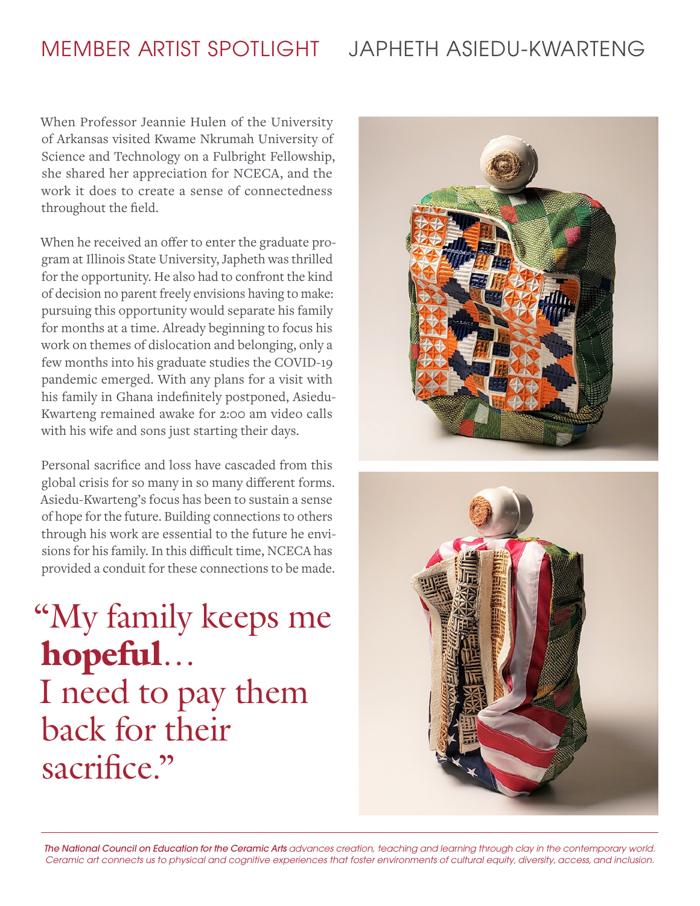# MEMBER ARTIST SPOTLIGHT JAPHETH ASIEDU-KWARTENG

When Professor Jeannie Hulen of the University of Arkansas visited Kwame Nkrumah University of Science and Technology on a Fulbright Fellowship, she shared her appreciation for NCECA, and the work it does to create a sense of connectedness throughout the field.

When he received an offer to enter the graduate program at Illinois State University, Japheth was thrilled for the opportunity. He also had to confront the kind of decision no parent freely envisions having to make: pursuing this opportunity would separate his family for months at a time. Already beginning to focus his work on themes of dislocation and belonging, only a few months into his graduate studies the COVID-19 pandemic emerged. With any plans for a visit with his family in Ghana indefinitely postponed, Asiedu-Kwarteng remained awake for 2:00 am video calls with his wife and sons just starting their days.

Personal sacrifice and loss have cascaded from this global crisis for so many in so many different forms. Asiedu-Kwarteng's focus has been to sustain a sense of hope for the future. Building connections to others through his work are essential to the future he envisions for his family. In this difficult time, NCECA has provided a conduit for these connections to be made.

> "My family keeps me **hopeful**… I need to pay them back for their sacrifice."

*The National Council on Education for the Ceramic Arts advances creation, teaching and learning through clay in the contemporary world. Ceramic art connects us to physical and cognitive experiences that foster environments of cultural equity, diversity, access, and inclusion.*